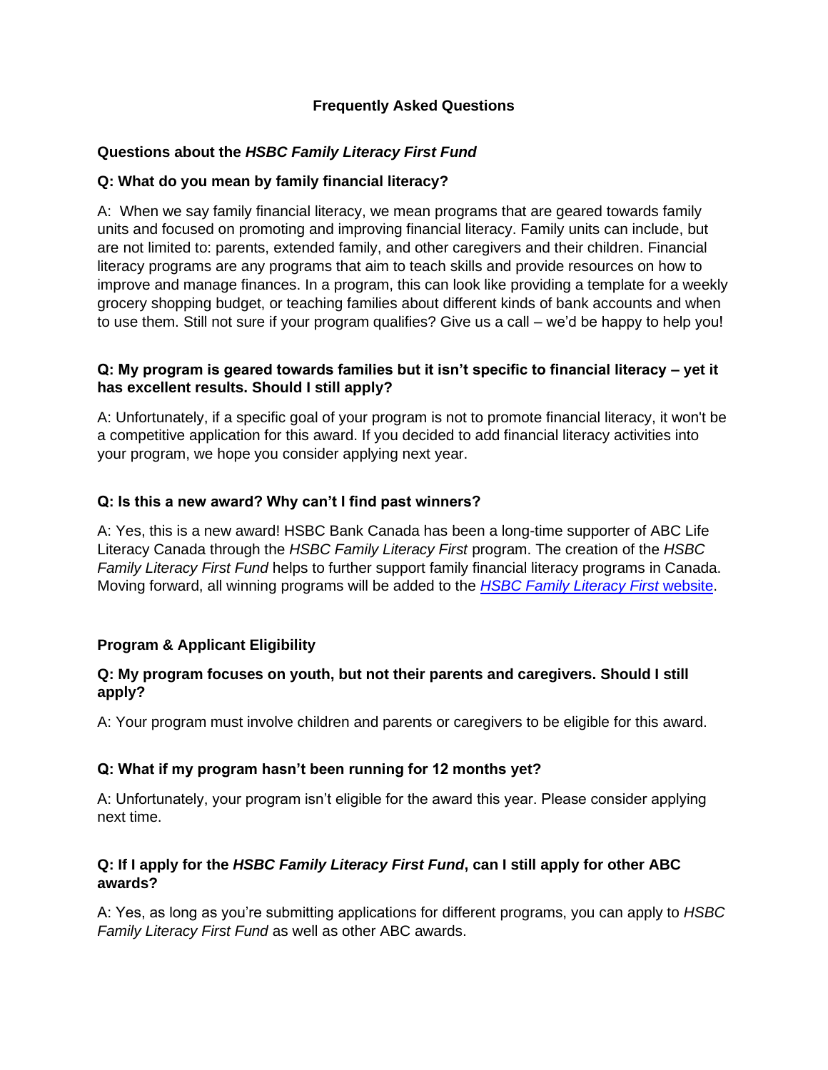# Frequently Asked Questions

## Questions about the *HSBC Family Literacy First Fund*

**Q: What do you mean by family financial literacy?**

A: When we say family financial literacy, we mean programs that are geared towards family units and focused on promoting and improving financial literacy. Family units can include, but are not limited to: parents, extended family, and other caregivers and their children. Financial literacy programs are any programs that aim to teach skills and provide resources on how to improve and manage finances. In a program, this can look like providing a template for a weekly grocery shopping budget, or teaching families about different kinds of bank accounts and when to use them. Still not sure if your program qualifies? Give us a call – we'd be happy to help you!

**Q: My program is geared towards families but it isn't specific to financial literacy – yet it has excellent results. Should I still apply?**

A: Unfortunately, if a specific goal of your program is not to promote financial literacy, it won't be a competitive application for this award. If you decided to add financial literacy activities into your program, we hope you consider applying next year.

**Q: Is this a new award? Why can't I find past winners?**

A: Yes, this is a new award! HSBC Bank Canada has been a long-time supporter of ABC Life Literacy Canada through the *HSBC Family Literacy First* program. The creation of the *HSBC Family Literacy First Fund* helps to further support family financial literacy programs in Canada. Moving forward, all winning programs will be added to the [*HSBC Family Literacy First* website](#).

## Program & Applicant Eligibility

**Q: My program focuses on youth, but not their parents and caregivers. Should I still apply?**

A: Your program must involve children and parents or caregivers to be eligible for this award.

**Q: What if my program hasn't been running for 12 months yet?**

A: Unfortunately, your program isn't eligible for the award this year. Please consider applying next time.

**Q: If I apply for the *HSBC Family Literacy First Fund*, can I still apply for other ABC awards?**

A: Yes, as long as you're submitting applications for different programs, you can apply to *HSBC Family Literacy First Fund* as well as other ABC awards.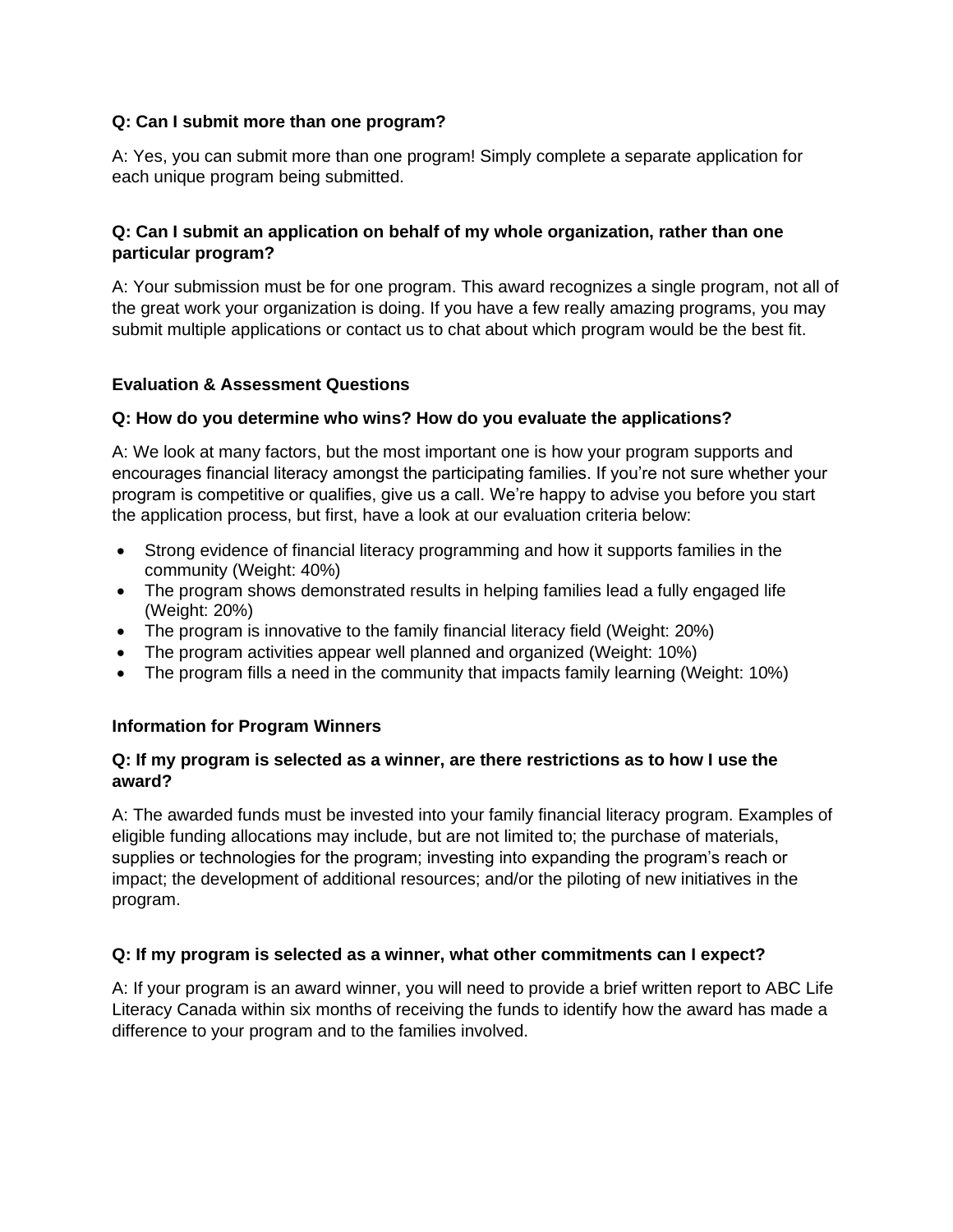**Q: Can I submit more than one program?**

A: Yes, you can submit more than one program! Simply complete a separate application for each unique program being submitted.

**Q: Can I submit an application on behalf of my whole organization, rather than one particular program?**

A: Your submission must be for one program. This award recognizes a single program, not all of the great work your organization is doing. If you have a few really amazing programs, you may submit multiple applications or contact us to chat about which program would be the best fit.

## Evaluation & Assessment Questions

**Q: How do you determine who wins? How do you evaluate the applications?**

A: We look at many factors, but the most important one is how your program supports and encourages financial literacy amongst the participating families. If you're not sure whether your program is competitive or qualifies, give us a call. We're happy to advise you before you start the application process, but first, have a look at our evaluation criteria below:

- Strong evidence of financial literacy programming and how it supports families in the community (Weight: 40%)
- The program shows demonstrated results in helping families lead a fully engaged life (Weight: 20%)
- The program is innovative to the family financial literacy field (Weight: 20%)
- The program activities appear well planned and organized (Weight: 10%)
- The program fills a need in the community that impacts family learning (Weight: 10%)

## Information for Program Winners

**Q: If my program is selected as a winner, are there restrictions as to how I use the award?**

A: The awarded funds must be invested into your family financial literacy program. Examples of eligible funding allocations may include, but are not limited to; the purchase of materials, supplies or technologies for the program; investing into expanding the program's reach or impact; the development of additional resources; and/or the piloting of new initiatives in the program.

**Q: If my program is selected as a winner, what other commitments can I expect?**

A: If your program is an award winner, you will need to provide a brief written report to ABC Life Literacy Canada within six months of receiving the funds to identify how the award has made a difference to your program and to the families involved.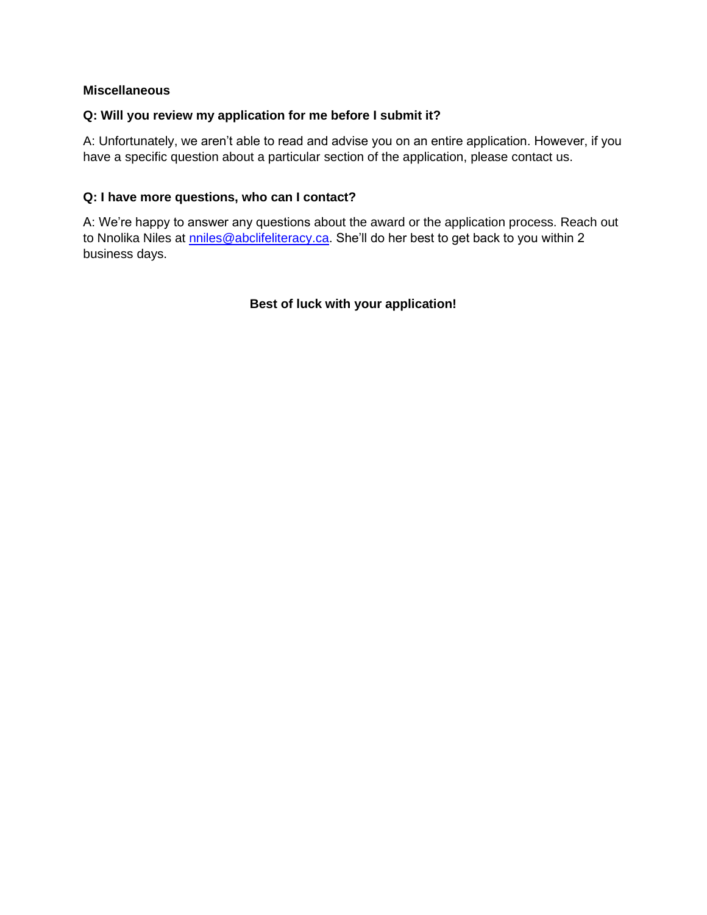**Miscellaneous**

**Q: Will you review my application for me before I submit it?**

A: Unfortunately, we aren't able to read and advise you on an entire application. However, if you have a specific question about a particular section of the application, please contact us.

**Q: I have more questions, who can I contact?**

A: We're happy to answer any questions about the award or the application process. Reach out to Nnolika Niles at [nniles@abclifeliteracy.ca](mailto:nniles@abclifeliteracy.ca). She'll do her best to get back to you within 2 business days.

**Best of luck with your application!**